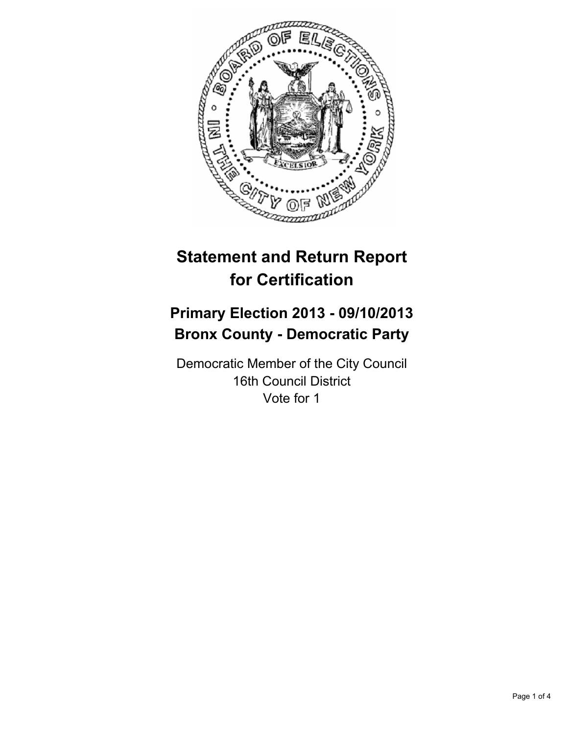# Statement and Return Report for Certification

## Primary Election 2013 - 09/10/2013
## Bronx County - Democratic Party

Democratic Member of the City Council
16th Council District
Vote for 1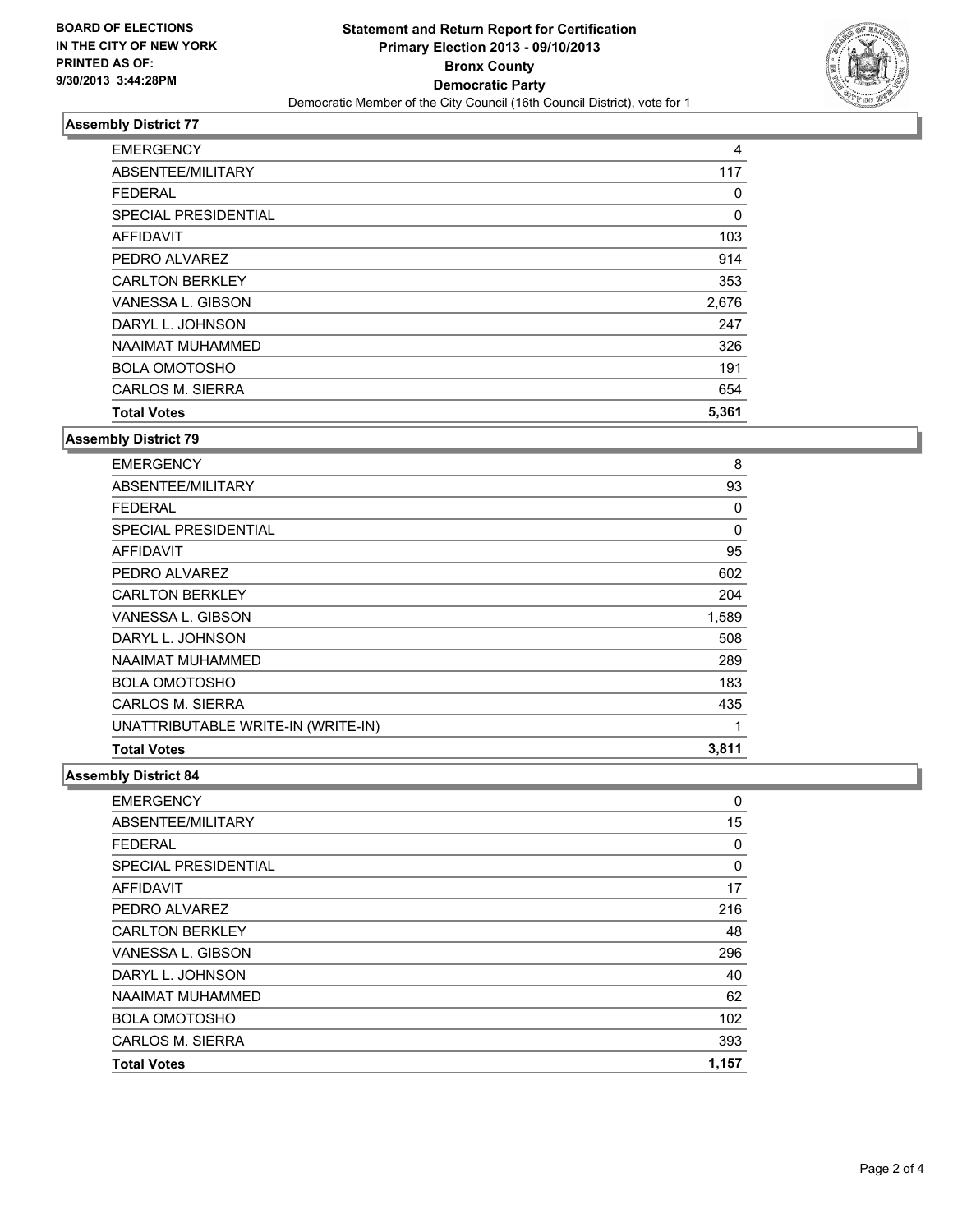**BOARD OF ELECTIONS IN THE CITY OF NEW YORK PRINTED AS OF: 9/30/2013 3:44:28PM**

# Statement and Return Report for Certification
## Primary Election 2013 - 09/10/2013
## Bronx County
## Democratic Party
Democratic Member of the City Council (16th Council District), vote for 1

### Assembly District 77

| | |
|---|---|
| EMERGENCY | 4 |
| ABSENTEE/MILITARY | 117 |
| FEDERAL | 0 |
| SPECIAL PRESIDENTIAL | 0 |
| AFFIDAVIT | 103 |
| PEDRO ALVAREZ | 914 |
| CARLTON BERKLEY | 353 |
| VANESSA L. GIBSON | 2,676 |
| DARYL L. JOHNSON | 247 |
| NAAIMAT MUHAMMED | 326 |
| BOLA OMOTOSHO | 191 |
| CARLOS M. SIERRA | 654 |
| **Total Votes** | **5,361** |

### Assembly District 79

| | |
|---|---|
| EMERGENCY | 8 |
| ABSENTEE/MILITARY | 93 |
| FEDERAL | 0 |
| SPECIAL PRESIDENTIAL | 0 |
| AFFIDAVIT | 95 |
| PEDRO ALVAREZ | 602 |
| CARLTON BERKLEY | 204 |
| VANESSA L. GIBSON | 1,589 |
| DARYL L. JOHNSON | 508 |
| NAAIMAT MUHAMMED | 289 |
| BOLA OMOTOSHO | 183 |
| CARLOS M. SIERRA | 435 |
| UNATTRIBUTABLE WRITE-IN (WRITE-IN) | 1 |
| **Total Votes** | **3,811** |

### Assembly District 84

| | |
|---|---|
| EMERGENCY | 0 |
| ABSENTEE/MILITARY | 15 |
| FEDERAL | 0 |
| SPECIAL PRESIDENTIAL | 0 |
| AFFIDAVIT | 17 |
| PEDRO ALVAREZ | 216 |
| CARLTON BERKLEY | 48 |
| VANESSA L. GIBSON | 296 |
| DARYL L. JOHNSON | 40 |
| NAAIMAT MUHAMMED | 62 |
| BOLA OMOTOSHO | 102 |
| CARLOS M. SIERRA | 393 |
| **Total Votes** | **1,157** |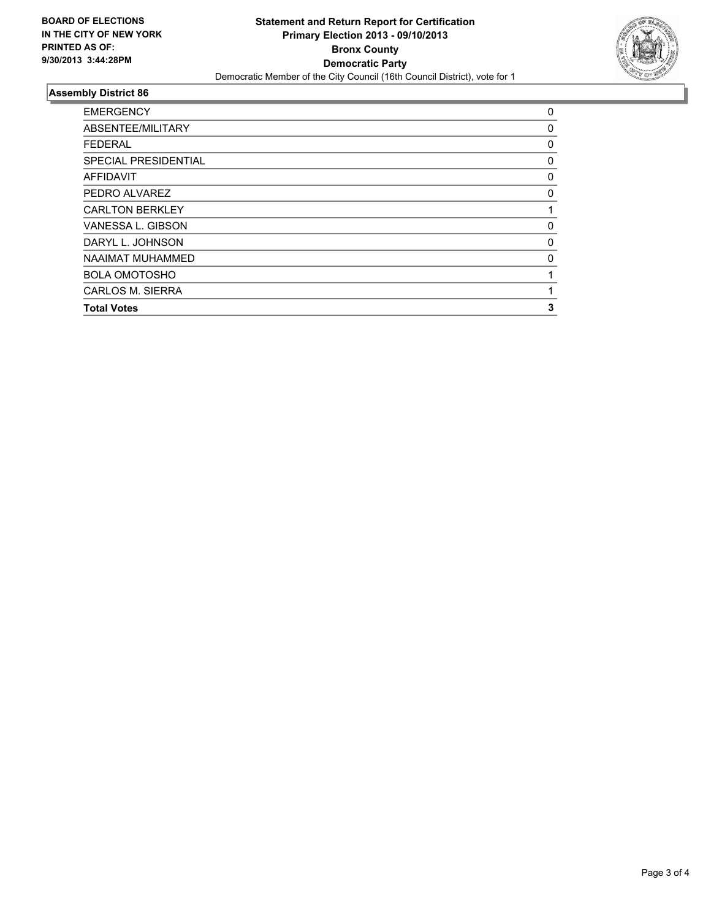**BOARD OF ELECTIONS IN THE CITY OF NEW YORK PRINTED AS OF: 9/30/2013 3:44:28PM**

**Statement and Return Report for Certification**
**Primary Election 2013 - 09/10/2013**
**Bronx County**
**Democratic Party**
Democratic Member of the City Council (16th Council District), vote for 1

## Assembly District 86

| | |
|---|---|
| EMERGENCY | 0 |
| ABSENTEE/MILITARY | 0 |
| FEDERAL | 0 |
| SPECIAL PRESIDENTIAL | 0 |
| AFFIDAVIT | 0 |
| PEDRO ALVAREZ | 0 |
| CARLTON BERKLEY | 1 |
| VANESSA L. GIBSON | 0 |
| DARYL L. JOHNSON | 0 |
| NAAIMAT MUHAMMED | 0 |
| BOLA OMOTOSHO | 1 |
| CARLOS M. SIERRA | 1 |
| **Total Votes** | **3** |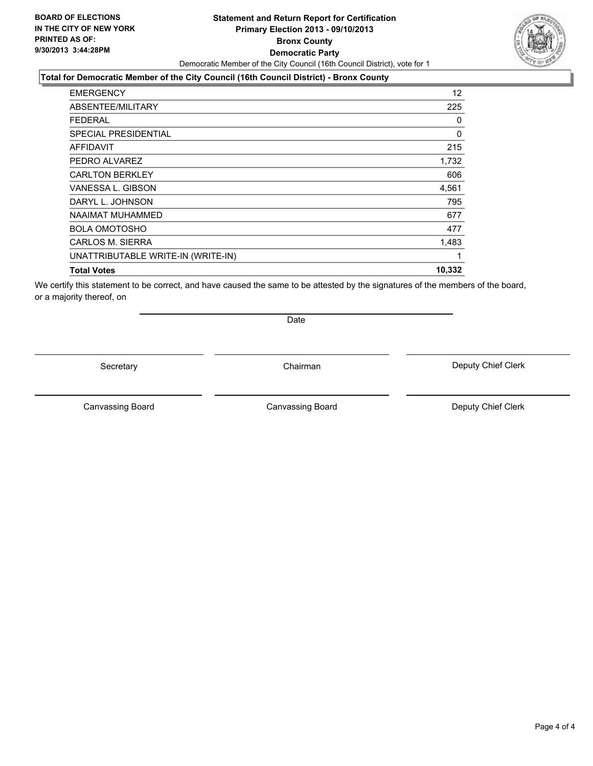**BOARD OF ELECTIONS IN THE CITY OF NEW YORK PRINTED AS OF: 9/30/2013 3:44:28PM**

# Statement and Return Report for Certification
## Primary Election 2013 - 09/10/2013
## Bronx County
## Democratic Party

Democratic Member of the City Council (16th Council District), vote for 1

### Total for Democratic Member of the City Council (16th Council District) - Bronx County

| | |
|---|---|
| EMERGENCY | 12 |
| ABSENTEE/MILITARY | 225 |
| FEDERAL | 0 |
| SPECIAL PRESIDENTIAL | 0 |
| AFFIDAVIT | 215 |
| PEDRO ALVAREZ | 1,732 |
| CARLTON BERKLEY | 606 |
| VANESSA L. GIBSON | 4,561 |
| DARYL L. JOHNSON | 795 |
| NAAIMAT MUHAMMED | 677 |
| BOLA OMOTOSHO | 477 |
| CARLOS M. SIERRA | 1,483 |
| UNATTRIBUTABLE WRITE-IN (WRITE-IN) | 1 |
| **Total Votes** | **10,332** |

We certify this statement to be correct, and have caused the same to be attested by the signatures of the members of the board, or a majority thereof, on

Date

Secretary

Chairman

Deputy Chief Clerk

Canvassing Board

Canvassing Board

Deputy Chief Clerk